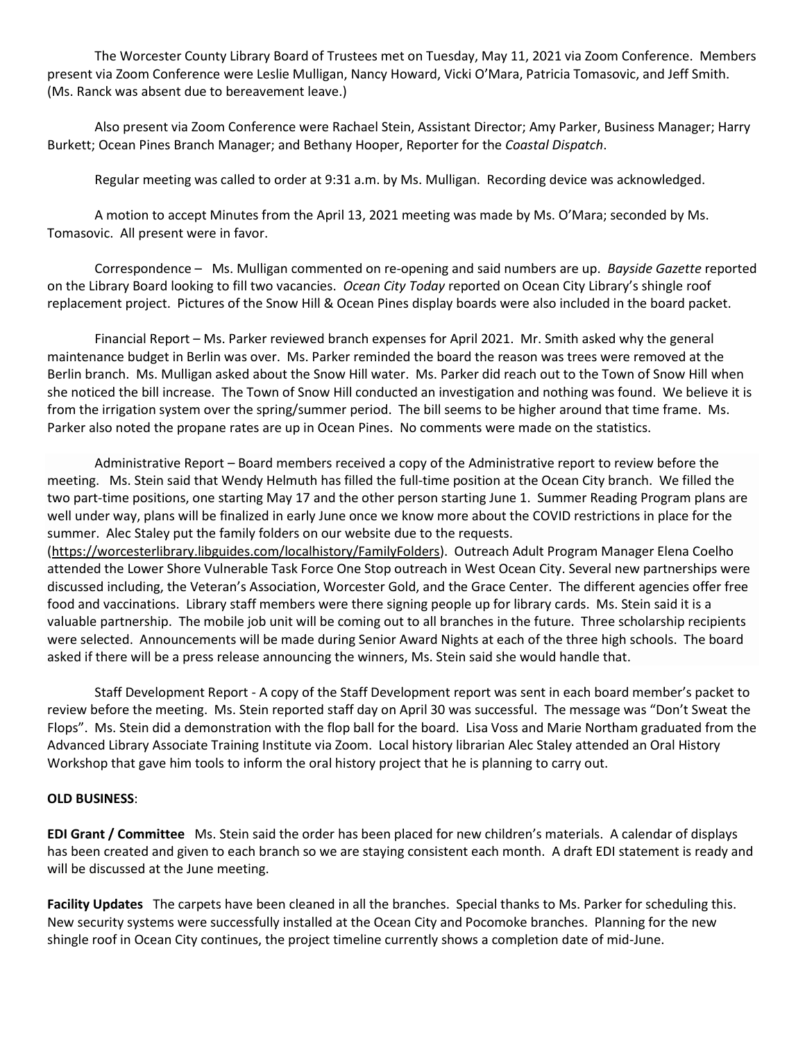The Worcester County Library Board of Trustees met on Tuesday, May 11, 2021 via Zoom Conference. Members present via Zoom Conference were Leslie Mulligan, Nancy Howard, Vicki O'Mara, Patricia Tomasovic, and Jeff Smith. (Ms. Ranck was absent due to bereavement leave.)

Also present via Zoom Conference were Rachael Stein, Assistant Director; Amy Parker, Business Manager; Harry Burkett; Ocean Pines Branch Manager; and Bethany Hooper, Reporter for the *Coastal Dispatch*.

Regular meeting was called to order at 9:31 a.m. by Ms. Mulligan. Recording device was acknowledged.

A motion to accept Minutes from the April 13, 2021 meeting was made by Ms. O'Mara; seconded by Ms. Tomasovic. All present were in favor.

Correspondence – Ms. Mulligan commented on re-opening and said numbers are up. *Bayside Gazette* reported on the Library Board looking to fill two vacancies. *Ocean City Today* reported on Ocean City Library's shingle roof replacement project. Pictures of the Snow Hill & Ocean Pines display boards were also included in the board packet.

Financial Report – Ms. Parker reviewed branch expenses for April 2021. Mr. Smith asked why the general maintenance budget in Berlin was over. Ms. Parker reminded the board the reason was trees were removed at the Berlin branch. Ms. Mulligan asked about the Snow Hill water. Ms. Parker did reach out to the Town of Snow Hill when she noticed the bill increase. The Town of Snow Hill conducted an investigation and nothing was found. We believe it is from the irrigation system over the spring/summer period. The bill seems to be higher around that time frame. Ms. Parker also noted the propane rates are up in Ocean Pines. No comments were made on the statistics.

Administrative Report – Board members received a copy of the Administrative report to review before the meeting. Ms. Stein said that Wendy Helmuth has filled the full-time position at the Ocean City branch. We filled the two part-time positions, one starting May 17 and the other person starting June 1. Summer Reading Program plans are well under way, plans will be finalized in early June once we know more about the COVID restrictions in place for the summer. Alec Staley put the family folders on our website due to the requests. (https://worcesterlibrary.libguides.com/localhistory/FamilyFolders). Outreach Adult Program Manager Elena Coelho attended the Lower Shore Vulnerable Task Force One Stop outreach in West Ocean City. Several new partnerships were discussed including, the Veteran's Association, Worcester Gold, and the Grace Center. The different agencies offer free food and vaccinations. Library staff members were there signing people up for library cards. Ms. Stein said it is a valuable partnership. The mobile job unit will be coming out to all branches in the future. Three scholarship recipients were selected. Announcements will be made during Senior Award Nights at each of the three high schools. The board asked if there will be a press release announcing the winners, Ms. Stein said she would handle that.

Staff Development Report - A copy of the Staff Development report was sent in each board member's packet to review before the meeting. Ms. Stein reported staff day on April 30 was successful. The message was "Don't Sweat the Flops". Ms. Stein did a demonstration with the flop ball for the board. Lisa Voss and Marie Northam graduated from the Advanced Library Associate Training Institute via Zoom. Local history librarian Alec Staley attended an Oral History Workshop that gave him tools to inform the oral history project that he is planning to carry out.

**OLD BUSINESS**:

**EDI Grant / Committee** Ms. Stein said the order has been placed for new children's materials. A calendar of displays has been created and given to each branch so we are staying consistent each month. A draft EDI statement is ready and will be discussed at the June meeting.

**Facility Updates** The carpets have been cleaned in all the branches. Special thanks to Ms. Parker for scheduling this. New security systems were successfully installed at the Ocean City and Pocomoke branches. Planning for the new shingle roof in Ocean City continues, the project timeline currently shows a completion date of mid-June.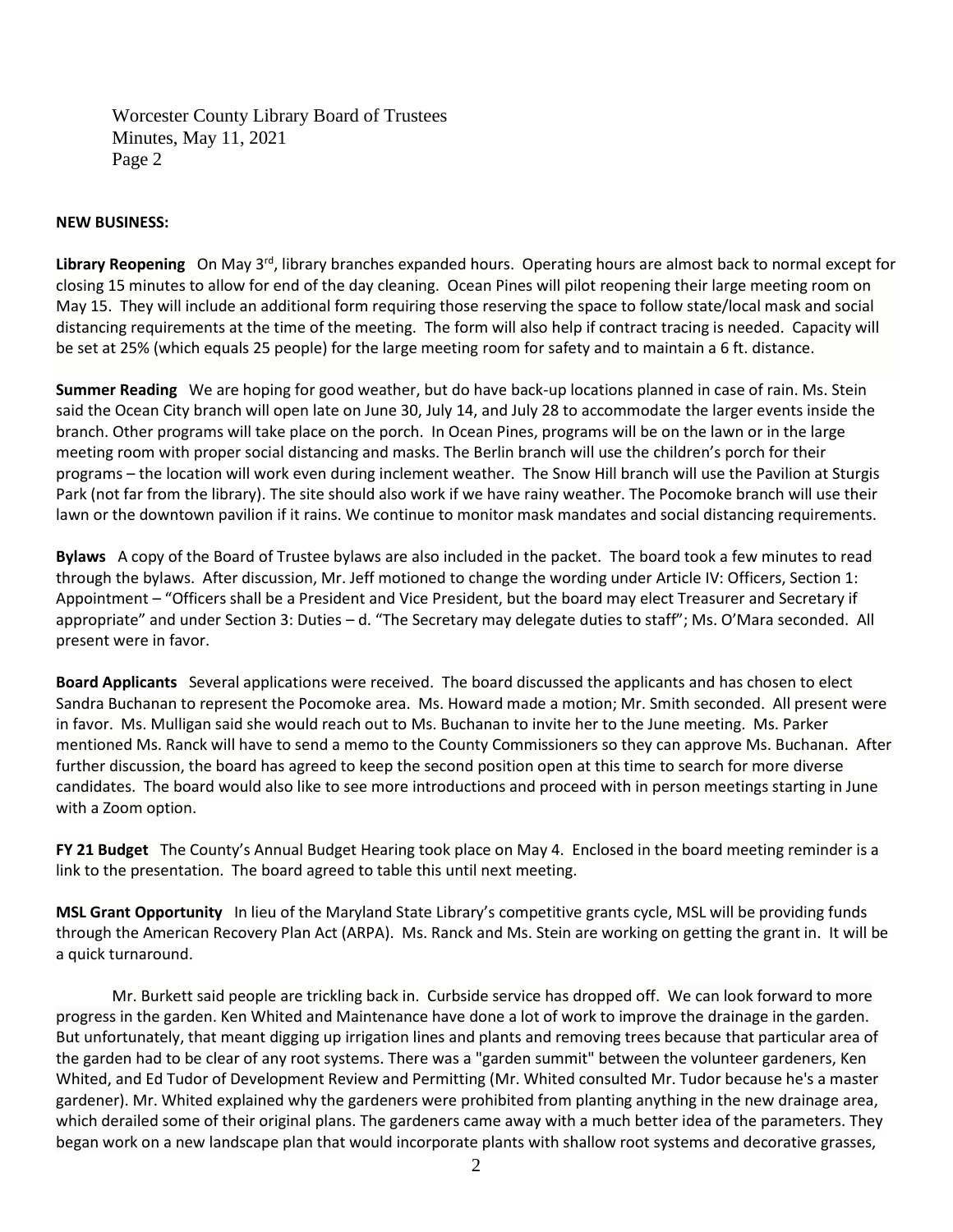**NEW BUSINESS:**

**Library Reopening** On May 3rd, library branches expanded hours. Operating hours are almost back to normal except for closing 15 minutes to allow for end of the day cleaning. Ocean Pines will pilot reopening their large meeting room on May 15. They will include an additional form requiring those reserving the space to follow state/local mask and social distancing requirements at the time of the meeting. The form will also help if contract tracing is needed. Capacity will be set at 25% (which equals 25 people) for the large meeting room for safety and to maintain a 6 ft. distance.

**Summer Reading** We are hoping for good weather, but do have back-up locations planned in case of rain. Ms. Stein said the Ocean City branch will open late on June 30, July 14, and July 28 to accommodate the larger events inside the branch. Other programs will take place on the porch. In Ocean Pines, programs will be on the lawn or in the large meeting room with proper social distancing and masks. The Berlin branch will use the children's porch for their programs – the location will work even during inclement weather. The Snow Hill branch will use the Pavilion at Sturgis Park (not far from the library). The site should also work if we have rainy weather. The Pocomoke branch will use their lawn or the downtown pavilion if it rains. We continue to monitor mask mandates and social distancing requirements.

**Bylaws** A copy of the Board of Trustee bylaws are also included in the packet. The board took a few minutes to read through the bylaws. After discussion, Mr. Jeff motioned to change the wording under Article IV: Officers, Section 1: Appointment – "Officers shall be a President and Vice President, but the board may elect Treasurer and Secretary if appropriate" and under Section 3: Duties – d. "The Secretary may delegate duties to staff"; Ms. O'Mara seconded. All present were in favor.

**Board Applicants** Several applications were received. The board discussed the applicants and has chosen to elect Sandra Buchanan to represent the Pocomoke area. Ms. Howard made a motion; Mr. Smith seconded. All present were in favor. Ms. Mulligan said she would reach out to Ms. Buchanan to invite her to the June meeting. Ms. Parker mentioned Ms. Ranck will have to send a memo to the County Commissioners so they can approve Ms. Buchanan. After further discussion, the board has agreed to keep the second position open at this time to search for more diverse candidates. The board would also like to see more introductions and proceed with in person meetings starting in June with a Zoom option.

**FY 21 Budget** The County's Annual Budget Hearing took place on May 4. Enclosed in the board meeting reminder is a link to the presentation. The board agreed to table this until next meeting.

**MSL Grant Opportunity** In lieu of the Maryland State Library's competitive grants cycle, MSL will be providing funds through the American Recovery Plan Act (ARPA). Ms. Ranck and Ms. Stein are working on getting the grant in. It will be a quick turnaround.

Mr. Burkett said people are trickling back in. Curbside service has dropped off. We can look forward to more progress in the garden. Ken Whited and Maintenance have done a lot of work to improve the drainage in the garden. But unfortunately, that meant digging up irrigation lines and plants and removing trees because that particular area of the garden had to be clear of any root systems. There was a "garden summit" between the volunteer gardeners, Ken Whited, and Ed Tudor of Development Review and Permitting (Mr. Whited consulted Mr. Tudor because he's a master gardener). Mr. Whited explained why the gardeners were prohibited from planting anything in the new drainage area, which derailed some of their original plans. The gardeners came away with a much better idea of the parameters. They began work on a new landscape plan that would incorporate plants with shallow root systems and decorative grasses,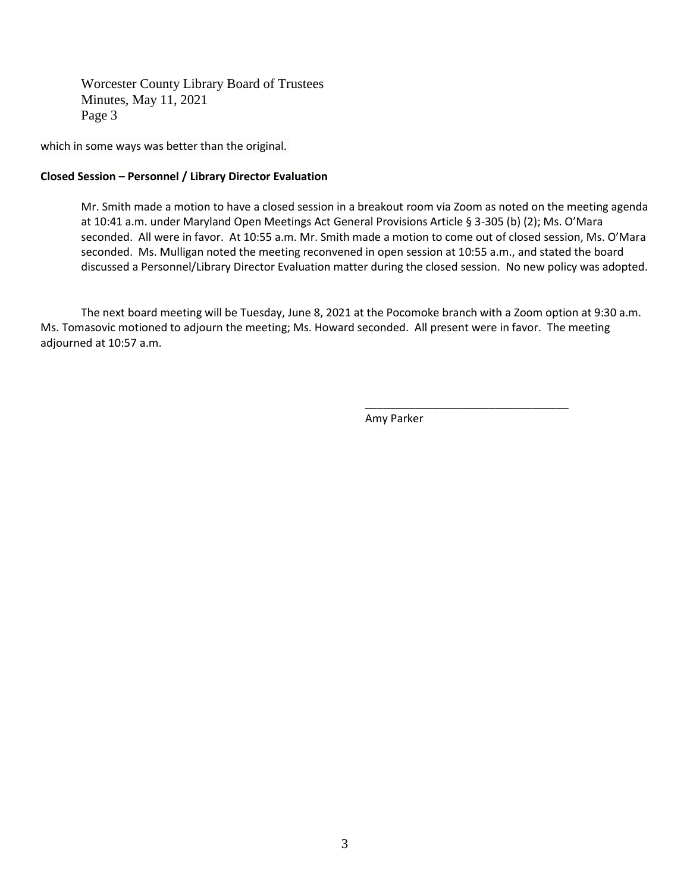which in some ways was better than the original.

**Closed Session – Personnel / Library Director Evaluation**

Mr. Smith made a motion to have a closed session in a breakout room via Zoom as noted on the meeting agenda at 10:41 a.m. under Maryland Open Meetings Act General Provisions Article § 3-305 (b) (2); Ms. O'Mara seconded. All were in favor. At 10:55 a.m. Mr. Smith made a motion to come out of closed session, Ms. O'Mara seconded. Ms. Mulligan noted the meeting reconvened in open session at 10:55 a.m., and stated the board discussed a Personnel/Library Director Evaluation matter during the closed session. No new policy was adopted.

The next board meeting will be Tuesday, June 8, 2021 at the Pocomoke branch with a Zoom option at 9:30 a.m. Ms. Tomasovic motioned to adjourn the meeting; Ms. Howard seconded. All present were in favor. The meeting adjourned at 10:57 a.m.

\_\_\_\_\_\_\_\_\_\_\_\_\_\_\_\_\_\_\_\_\_\_\_\_\_\_\_\_\_\_\_\_

Amy Parker